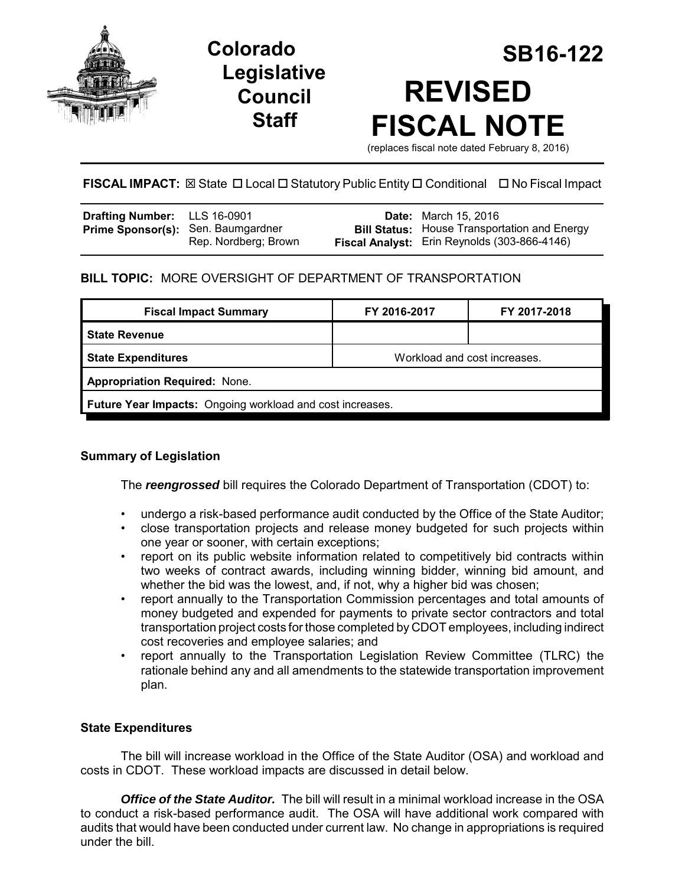# Colorado Legislative Council Staff

# SB16-122

# REVISED FISCAL NOTE

(replaces fiscal note dated February 8, 2016)

**FISCAL IMPACT:** ☒ State ☐ Local ☐ Statutory Public Entity ☐ Conditional ☐ No Fiscal Impact

| | | | |
|---|---|---|---|
| **Drafting Number:** | LLS 16-0901 | **Date:** | March 15, 2016 |
| **Prime Sponsor(s):** | Sen. Baumgardner<br>Rep. Nordberg; Brown | **Bill Status:** | House Transportation and Energy |
| | | **Fiscal Analyst:** | Erin Reynolds (303-866-4146) |

**BILL TOPIC:** MORE OVERSIGHT OF DEPARTMENT OF TRANSPORTATION

| Fiscal Impact Summary | FY 2016-2017 | FY 2017-2018 |
|---|---|---|
| **State Revenue** | | |
| **State Expenditures** | Workload and cost increases. | |
| **Appropriation Required:** None. | | |
| **Future Year Impacts:** Ongoing workload and cost increases. | | |

### Summary of Legislation

The ***reengrossed*** bill requires the Colorado Department of Transportation (CDOT) to:

- undergo a risk-based performance audit conducted by the Office of the State Auditor;
- close transportation projects and release money budgeted for such projects within one year or sooner, with certain exceptions;
- report on its public website information related to competitively bid contracts within two weeks of contract awards, including winning bidder, winning bid amount, and whether the bid was the lowest, and, if not, why a higher bid was chosen;
- report annually to the Transportation Commission percentages and total amounts of money budgeted and expended for payments to private sector contractors and total transportation project costs for those completed by CDOT employees, including indirect cost recoveries and employee salaries; and
- report annually to the Transportation Legislation Review Committee (TLRC) the rationale behind any and all amendments to the statewide transportation improvement plan.

### State Expenditures

The bill will increase workload in the Office of the State Auditor (OSA) and workload and costs in CDOT. These workload impacts are discussed in detail below.

***Office of the State Auditor.*** The bill will result in a minimal workload increase in the OSA to conduct a risk-based performance audit. The OSA will have additional work compared with audits that would have been conducted under current law. No change in appropriations is required under the bill.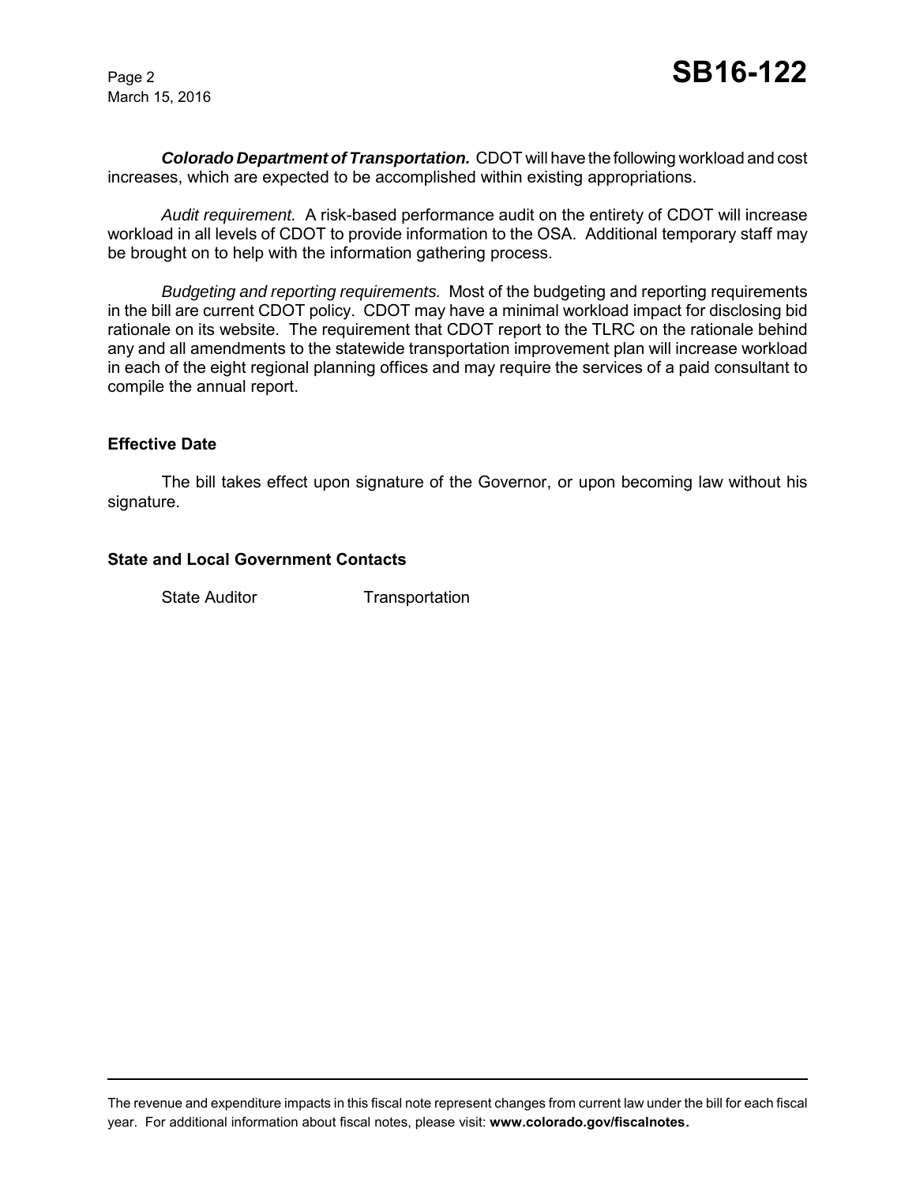***Colorado Department of Transportation.*** CDOT will have the following workload and cost increases, which are expected to be accomplished within existing appropriations.

*Audit requirement.* A risk-based performance audit on the entirety of CDOT will increase workload in all levels of CDOT to provide information to the OSA. Additional temporary staff may be brought on to help with the information gathering process.

*Budgeting and reporting requirements.* Most of the budgeting and reporting requirements in the bill are current CDOT policy. CDOT may have a minimal workload impact for disclosing bid rationale on its website. The requirement that CDOT report to the TLRC on the rationale behind any and all amendments to the statewide transportation improvement plan will increase workload in each of the eight regional planning offices and may require the services of a paid consultant to compile the annual report.

**Effective Date**

The bill takes effect upon signature of the Governor, or upon becoming law without his signature.

**State and Local Government Contacts**

State Auditor    Transportation

The revenue and expenditure impacts in this fiscal note represent changes from current law under the bill for each fiscal year. For additional information about fiscal notes, please visit: **www.colorado.gov/fiscalnotes.**